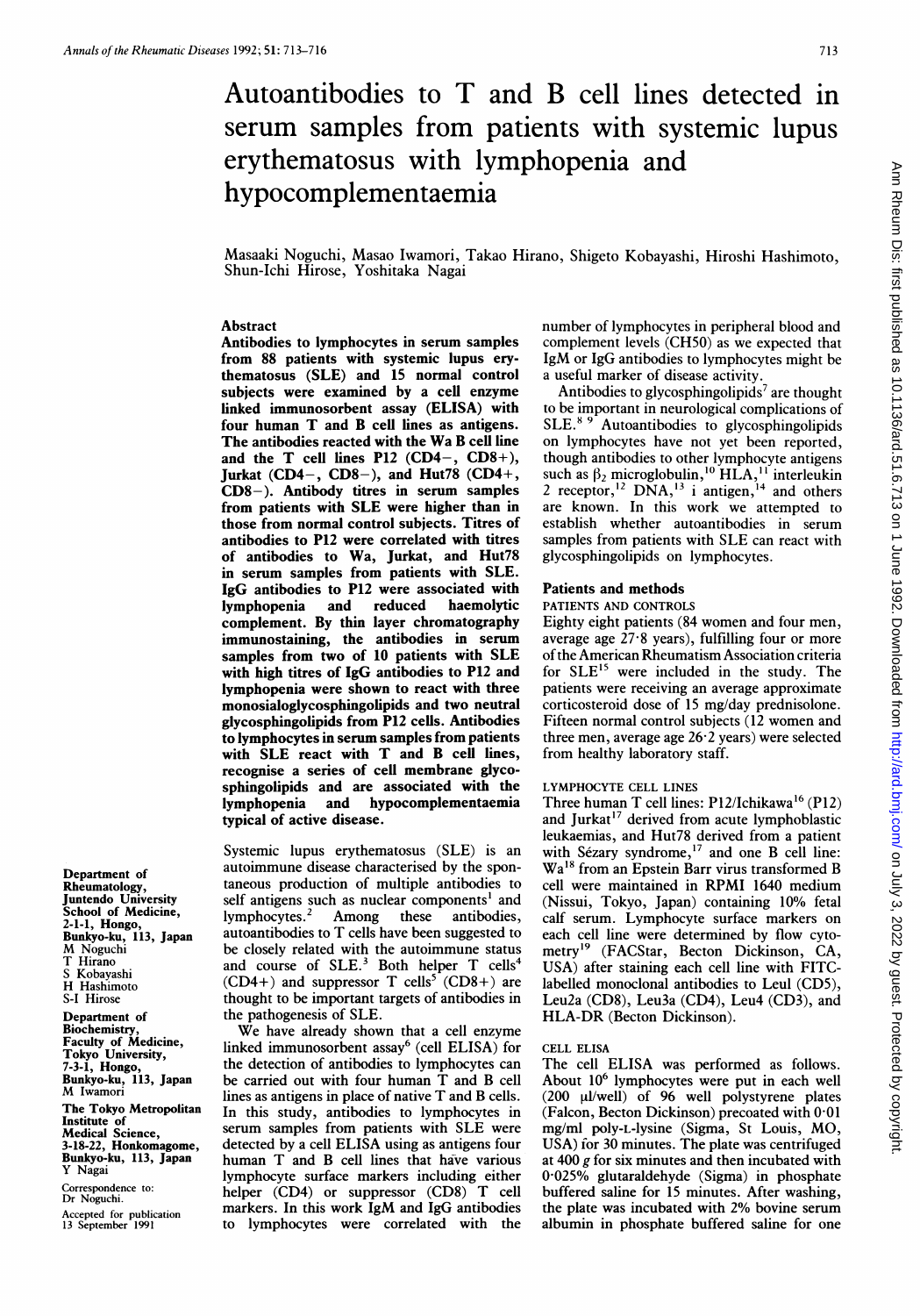# Autoantibodies to T and B cell lines detected in serum samples from patients with systemic lupus erythematosus with lymphopenia and hypocomplementaemia

Masaaki Noguchi, Masao Iwamori, Takao Hirano, Shigeto Kobayashi, Hiroshi Hashimoto, Shun-Ichi Hirose, Yoshitaka Nagai

Department of Rheumatology, Juntendo University School of Medicine, 2-1-1, Hongo, Bunkyo-ku, 113, Japan
M Noguchi
T Hirano
S Kobayashi
H Hashimoto
S-I Hirose

Department of Biochemistry, Faculty of Medicine, Tokyo University, 7-3-1, Hongo, Bunkyo-ku, 113, Japan
M Iwamori

The Tokyo Metropolitan Institute of Medical Science, 3-18-22, Honkomagome, Bunkyo-ku, 113, Japan
Y Nagai

Correspondence to: Dr Noguchi.

Accepted for publication 13 September 1991

## Abstract

**Antibodies to lymphocytes in serum samples from 88 patients with systemic lupus erythematosus (SLE) and 15 normal control subjects were examined by a cell enzyme linked immunosorbent assay (ELISA) with four human T and B cell lines as antigens. The antibodies reacted with the Wa B cell line and the T cell lines P12 (CD4−, CD8+), Jurkat (CD4−, CD8−), and Hut78 (CD4+, CD8−). Antibody titres in serum samples from patients with SLE were higher than in those from normal control subjects. Titres of antibodies to P12 were correlated with titres of antibodies to Wa, Jurkat, and Hut78 in serum samples from patients with SLE. IgG antibodies to P12 were associated with lymphopenia and reduced haemolytic complement. By thin layer chromatography immunostaining, the antibodies in serum samples from two of 10 patients with SLE with high titres of IgG antibodies to P12 and lymphopenia were shown to react with three monosialoglycosphingolipids and two neutral glycosphingolipids from P12 cells. Antibodies to lymphocytes in serum samples from patients with SLE react with T and B cell lines, recognise a series of cell membrane glycosphingolipids and are associated with the lymphopenia and hypocomplementaemia typical of active disease.**

Systemic lupus erythematosus (SLE) is an autoimmune disease characterised by the spontaneous production of multiple antibodies to self antigens such as nuclear components[1] and lymphocytes.[2] Among these antibodies, autoantibodies to T cells have been suggested to be closely related with the autoimmune status and course of SLE.[3] Both helper T cells[4] (CD4+) and suppressor T cells[5] (CD8+) are thought to be important targets of antibodies in the pathogenesis of SLE.

We have already shown that a cell enzyme linked immunosorbent assay[6] (cell ELISA) for the detection of antibodies to lymphocytes can be carried out with four human T and B cell lines as antigens in place of native T and B cells. In this study, antibodies to lymphocytes in serum samples from patients with SLE were detected by a cell ELISA using as antigens four human T and B cell lines that have various lymphocyte surface markers including either helper (CD4) or suppressor (CD8) T cell markers. In this work IgM and IgG antibodies to lymphocytes were correlated with the number of lymphocytes in peripheral blood and complement levels (CH50) as we expected that IgM or IgG antibodies to lymphocytes might be a useful marker of disease activity.

Antibodies to glycosphingolipids[7] are thought to be important in neurological complications of SLE.[8 9] Autoantibodies to glycosphingolipids on lymphocytes have not yet been reported, though antibodies to other lymphocyte antigens such as $\beta_2$ microglobulin,[10] HLA,[11] interleukin 2 receptor,[12] DNA,[13] i antigen,[14] and others are known. In this work we attempted to establish whether autoantibodies in serum samples from patients with SLE can react with glycosphingolipids on lymphocytes.

## Patients and methods

### PATIENTS AND CONTROLS

Eighty eight patients (84 women and four men, average age 27·8 years), fulfilling four or more of the American Rheumatism Association criteria for SLE[15] were included in the study. The patients were receiving an average approximate corticosteroid dose of 15 mg/day prednisolone. Fifteen normal control subjects (12 women and three men, average age 26·2 years) were selected from healthy laboratory staff.

### LYMPHOCYTE CELL LINES

Three human T cell lines: P12/Ichikawa[16] (P12) and Jurkat[17] derived from acute lymphoblastic leukaemias, and Hut78 derived from a patient with Sézary syndrome,[17] and one B cell line: Wa[18] from an Epstein Barr virus transformed B cell were maintained in RPMI 1640 medium (Nissui, Tokyo, Japan) containing 10% fetal calf serum. Lymphocyte surface markers on each cell line were determined by flow cytometry[19] (FACStar, Becton Dickinson, CA, USA) after staining each cell line with FITC-labelled monoclonal antibodies to Leul (CD5), Leu2a (CD8), Leu3a (CD4), Leu4 (CD3), and HLA-DR (Becton Dickinson).

### CELL ELISA

The cell ELISA was performed as follows. About $10^6$ lymphocytes were put in each well (200 μl/well) of 96 well polystyrene plates (Falcon, Becton Dickinson) precoated with 0·01 mg/ml poly-L-lysine (Sigma, St Louis, MO, USA) for 30 minutes. The plate was centrifuged at 400 *g* for six minutes and then incubated with 0·025% glutaraldehyde (Sigma) in phosphate buffered saline for 15 minutes. After washing, the plate was incubated with 2% bovine serum albumin in phosphate buffered saline for one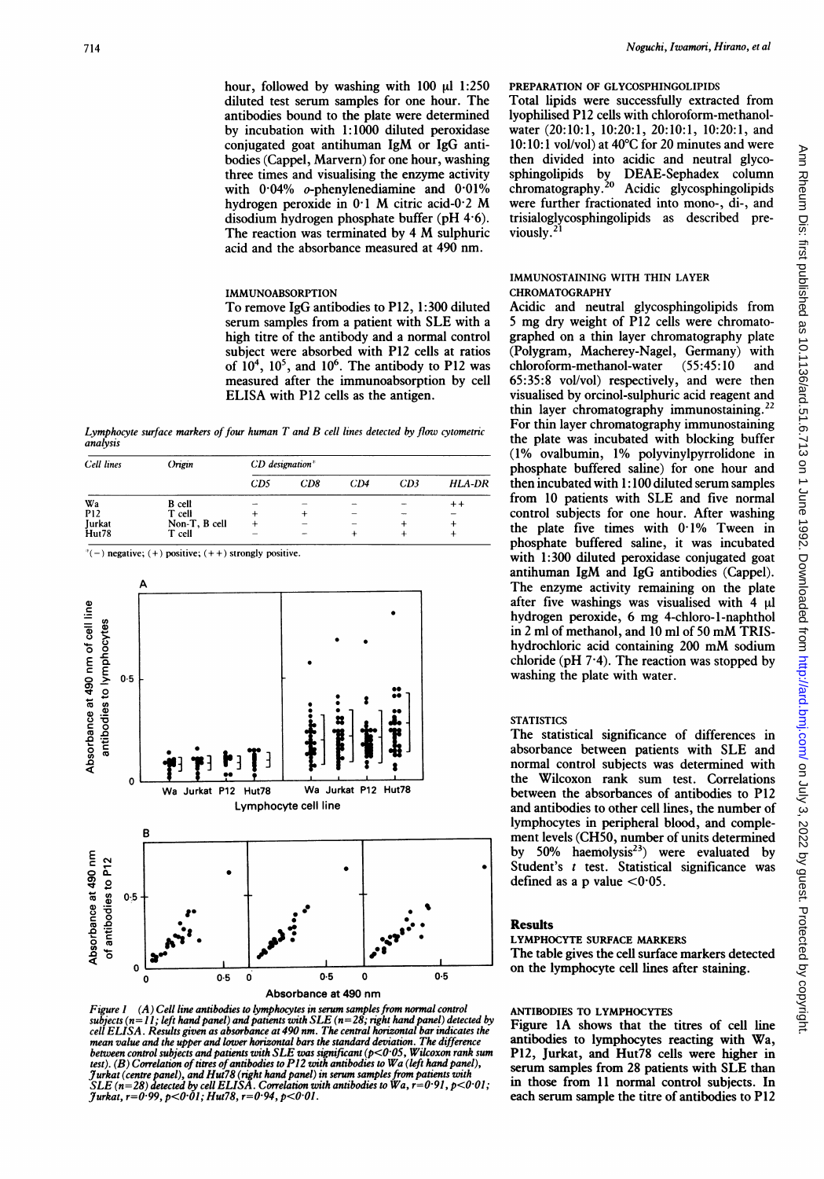hour, followed by washing with 100 µl 1:250 diluted test serum samples for one hour. The antibodies bound to the plate were determined by incubation with 1:1000 diluted peroxidase conjugated goat antihuman IgM or IgG antibodies (Cappel, Marvern) for one hour, washing three times and visualising the enzyme activity with 0·04% o-phenylenediamine and 0·01% hydrogen peroxide in 0·1 M citric acid-0·2 M disodium hydrogen phosphate buffer (pH 4·6). The reaction was terminated by 4 M sulphuric acid and the absorbance measured at 490 nm.

### IMMUNOABSORPTION

To remove IgG antibodies to P12, 1:300 diluted serum samples from a patient with SLE with a high titre of the antibody and a normal control subject were absorbed with P12 cells at ratios of $10^4$, $10^5$, and $10^6$. The antibody to P12 was measured after the immunoabsorption by cell ELISA with P12 cells as the antigen.

*Lymphocyte surface markers of four human T and B cell lines detected by flow cytometric analysis*

| Cell lines | Origin | CD designation* | | | | |
|---|---|---|---|---|---|---|
| | | CD5 | CD8 | CD4 | CD3 | HLA-DR |
| Wa | B cell | − | − | − | − | ++ |
| P12 | T cell | + | + | − | − | − |
| Jurkat | Non-T, B cell | + | − | − | + | + |
| Hut78 | T cell | − | − | + | + | + |

*(−) negative; (+) positive; (++) strongly positive.

*Figure 1 (A) Cell line antibodies to lymphocytes in serum samples from normal control subjects (n=11; left hand panel) and patients with SLE (n=28; right hand panel) detected by cell ELISA. Results given as absorbance at 490 nm. The central horizontal bar indicates the mean value and the upper and lower horizontal bars the standard deviation. The difference between control subjects and patients with SLE was significant (p<0·05, Wilcoxon rank sum test). (B) Correlation of titres of antibodies to P12 with antibodies to Wa (left hand panel), Jurkat (centre panel), and Hut78 (right hand panel) in serum samples from patients with SLE (n=28) detected by cell ELISA. Correlation with antibodies to Wa, r=0·91, p<0·01; Jurkat, r=0·99, p<0·01; Hut78, r=0·94, p<0·01.*

### PREPARATION OF GLYCOSPHINGOLIPIDS

Total lipids were successfully extracted from lyophilised P12 cells with chloroform-methanol-water (20:10:1, 10:20:1, 20:10:1, 10:20:1, and 10:10:1 vol/vol) at 40°C for 20 minutes and were then divided into acidic and neutral glycosphingolipids by DEAE-Sephadex column chromatography.[20] Acidic glycosphingolipids were further fractionated into mono-, di-, and trisialoglycosphingolipids as described previously.[21]

### IMMUNOSTAINING WITH THIN LAYER CHROMATOGRAPHY

Acidic and neutral glycosphingolipids from 5 mg dry weight of P12 cells were chromatographed on a thin layer chromatography plate (Polygram, Macherey-Nagel, Germany) with chloroform-methanol-water (55:45:10 and 65:35:8 vol/vol) respectively, and were then visualised by orcinol-sulphuric acid reagent and thin layer chromatography immunostaining.[22] For thin layer chromatography immunostaining the plate was incubated with blocking buffer (1% ovalbumin, 1% polyvinylpyrrolidone in phosphate buffered saline) for one hour and then incubated with 1:100 diluted serum samples from 10 patients with SLE and five normal control subjects for one hour. After washing the plate five times with 0·1% Tween in phosphate buffered saline, it was incubated with 1:300 diluted peroxidase conjugated goat antihuman IgM and IgG antibodies (Cappel). The enzyme activity remaining on the plate after five washings was visualised with 4 µl hydrogen peroxide, 6 mg 4-chloro-1-naphthol in 2 ml of methanol, and 10 ml of 50 mM TRIS-hydrochloric acid containing 200 mM sodium chloride (pH 7·4). The reaction was stopped by washing the plate with water.

### STATISTICS

The statistical significance of differences in absorbance between patients with SLE and normal control subjects was determined with the Wilcoxon rank sum test. Correlations between the absorbances of antibodies to P12 and antibodies to other cell lines, the number of lymphocytes in peripheral blood, and complement levels (CH50, number of units determined by 50% haemolysis[23]) were evaluated by Student's t test. Statistical significance was defined as a p value <0·05.

## Results

### LYMPHOCYTE SURFACE MARKERS

The table gives the cell surface markers detected on the lymphocyte cell lines after staining.

### ANTIBODIES TO LYMPHOCYTES

Figure 1A shows that the titres of cell line antibodies to lymphocytes reacting with Wa, P12, Jurkat, and Hut78 cells were higher in serum samples from 28 patients with SLE than in those from 11 normal control subjects. In each serum sample the titre of antibodies to P12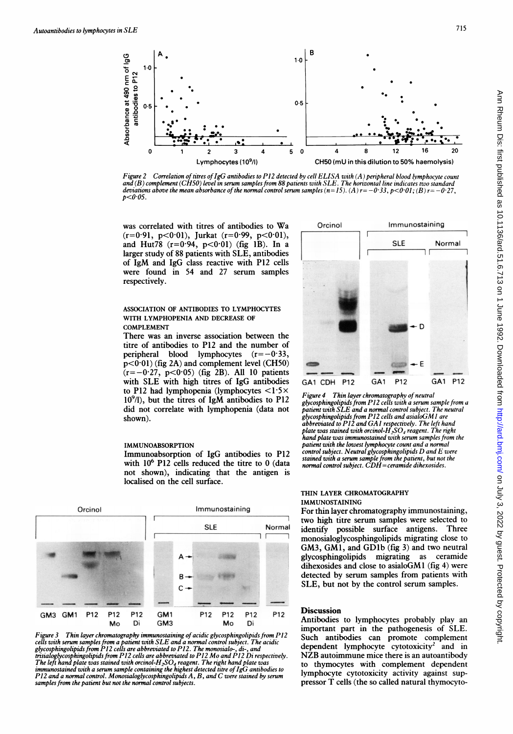Figure 2 Correlation of titres of IgG antibodies to P12 detected by cell ELISA with (A) peripheral blood lymphocyte count and (B) complement (CH50) level in serum samples from 88 patients with SLE. The horizontal line indicates two standard deviations above the mean absorbance of the normal control serum samples ($n=15$). (A) $r=-0.33$, $p<0.01$; (B) $r=-0.27$, $p<0.05$.

was correlated with titres of antibodies to Wa ($r=0.91$, $p<0.01$), Jurkat ($r=0.99$, $p<0.01$), and Hut78 ($r=0.94$, $p<0.01$) (fig 1B). In a larger study of 88 patients with SLE, antibodies of IgM and IgG class reactive with P12 cells were found in 54 and 27 serum samples respectively.

### ASSOCIATION OF ANTIBODIES TO LYMPHOCYTES WITH LYMPHOPENIA AND DECREASE OF COMPLEMENT

There was an inverse association between the titre of antibodies to P12 and the number of peripheral blood lymphocytes ($r=-0.33$, $p<0.01$) (fig 2A) and complement level (CH50) ($r=-0.27$, $p<0.05$) (fig 2B). All 10 patients with SLE with high titres of IgG antibodies to P12 had lymphopenia (lymphocytes $<1.5\times10^9$/l), but the titres of IgM antibodies to P12 did not correlate with lymphopenia (data not shown).

### IMMUNOABSORPTION

Immunoabsorption of IgG antibodies to P12 with $10^6$ P12 cells reduced the titre to 0 (data not shown), indicating that the antigen is localised on the cell surface.

Figure 3 Thin layer chromatography immunostaining of acidic glycosphingolipids from P12 cells with serum samples from a patient with SLE and a normal control subject. The acidic glycosphingolipids from P12 cells are abbreviated to P12. The monosialo-, di-, and trisialoglycosphingolipids from P12 cells are abbreviated to P12 Mo and P12 Di respectively. The left hand plate was stained with orcinol-$H_2SO_4$ reagent. The right hand plate was immunostained with a serum sample containing the highest detected titre of IgG antibodies to P12 and a normal control. Monosialoglycosphingolipids A, B, and C were stained by serum samples from the patient but not the normal control subjects.

Figure 4 Thin layer chromatography of neutral glycosphingolipids from P12 cells with a serum sample from a patient with SLE and a normal control subject. The neutral glycosphingolipids from P12 cells and asialoGM1 are abbreviated to P12 and GA1 respectively. The left hand plate was stained with orcinol-$H_2SO_4$ reagent. The right hand plate was immunostained with serum samples from the patient with the lowest lymphocyte count and a normal control subject. Neutral glycosphingolipids D and E were stained with a serum sample from the patient, but not the normal control subject. CDH=ceramide dihexosides.

### THIN LAYER CHROMATOGRAPHY IMMUNOSTAINING

For thin layer chromatography immunostaining, two high titre serum samples were selected to identify possible surface antigens. Three monosialoglycosphingolipids migrating close to GM3, GM1, and GD1b (fig 3) and two neutral glycosphingolipids migrating as ceramide dihexosides and close to asialoGM1 (fig 4) were detected by serum samples from patients with SLE, but not by the control serum samples.

## Discussion

Antibodies to lymphocytes probably play an important part in the pathogenesis of SLE. Such antibodies can promote complement dependent lymphocyte cytotoxicity[2] and in NZB autoimmune mice there is an autoantibody to thymocytes with complement dependent lymphocyte cytotoxicity activity against suppressor T cells (the so called natural thymocyto-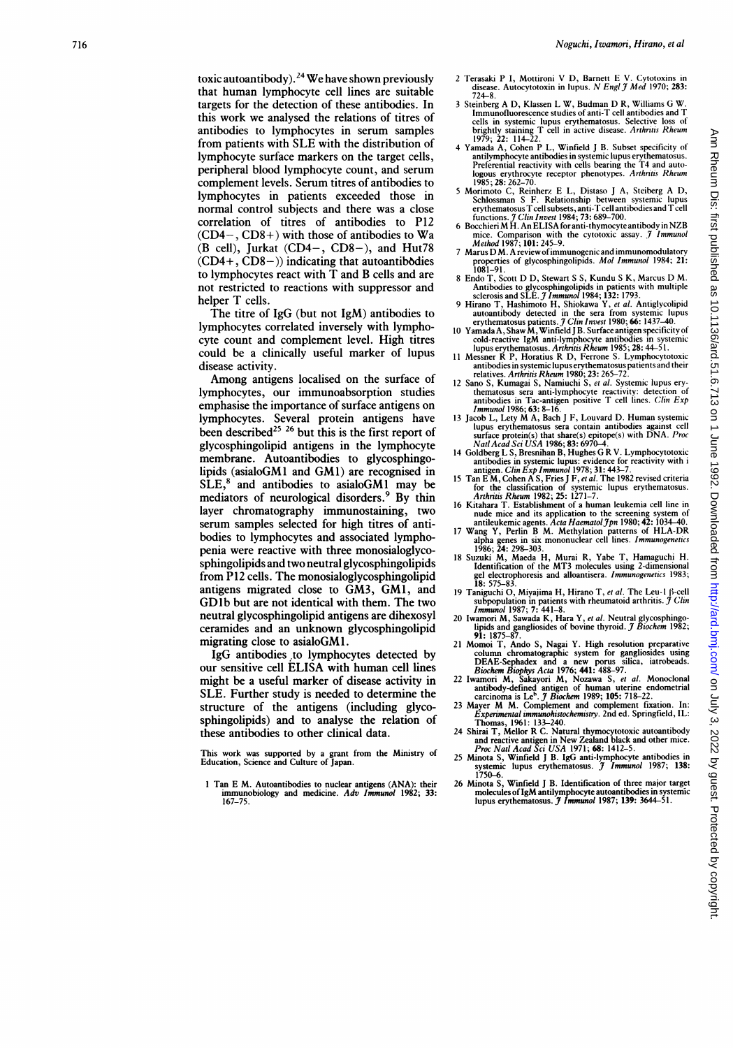toxic autoantibody).[24] We have shown previously that human lymphocyte cell lines are suitable targets for the detection of these antibodies. In this work we analysed the relations of titres of antibodies to lymphocytes in serum samples from patients with SLE with the distribution of lymphocyte surface markers on the target cells, peripheral blood lymphocyte count, and serum complement levels. Serum titres of antibodies to lymphocytes in patients exceeded those in normal control subjects and there was a close correlation of titres of antibodies to P12 (CD4−, CD8+) with those of antibodies to Wa (B cell), Jurkat (CD4−, CD8−), and Hut78 (CD4+, CD8−)) indicating that autoantibodies to lymphocytes react with T and B cells and are not restricted to reactions with suppressor and helper T cells.

The titre of IgG (but not IgM) antibodies to lymphocytes correlated inversely with lymphocyte count and complement level. High titres could be a clinically useful marker of lupus disease activity.

Among antigens localised on the surface of lymphocytes, our immunoabsorption studies emphasise the importance of surface antigens on lymphocytes. Several protein antigens have been described[25 26] but this is the first report of glycosphingolipid antigens in the lymphocyte membrane. Autoantibodies to glycosphingolipids (asialoGM1 and GM1) are recognised in SLE,[8] and antibodies to asialoGM1 may be mediators of neurological disorders.[9] By thin layer chromatography immunostaining, two serum samples selected for high titres of antibodies to lymphocytes and associated lymphopenia were reactive with three monosialoglycosphingolipids and two neutral glycosphingolipids from P12 cells. The monosialoglycosphingolipid antigens migrated close to GM3, GM1, and GD1b but are not identical with them. The two neutral glycosphingolipid antigens are dihexosyl ceramides and an unknown glycosphingolipid migrating close to asialoGM1.

IgG antibodies to lymphocytes detected by our sensitive cell ELISA with human cell lines might be a useful marker of disease activity in SLE. Further study is needed to determine the structure of the antigens (including glycosphingolipids) and to analyse the relation of these antibodies to other clinical data.

This work was supported by a grant from the Ministry of Education, Science and Culture of Japan.

1 Tan E M. Autoantibodies to nuclear antigens (ANA): their immunobiology and medicine. *Adv Immunol* 1982; **33:** 167–75.
2 Terasaki P I, Mottironi V D, Barnett E V. Cytotoxins in disease. Autocytotoxin in lupus. *N Engl J Med* 1970; **283:** 724–8.
3 Steinberg A D, Klassen L W, Budman D R, Williams G W. Immunofluorescence studies of anti-T cell antibodies and T cells in systemic lupus erythematosus. Selective loss of brightly staining T cell in active disease. *Arthritis Rheum* 1979; **22:** 114–22.
4 Yamada A, Cohen P L, Winfield J B. Subset specificity of antilymphocyte antibodies in systemic lupus erythematosus. Preferential reactivity with cells bearing the T4 and autologous erythrocyte receptor phenotypes. *Arthritis Rheum* 1985; **28:** 262–70.
5 Morimoto C, Reinherz E L, Distaso J A, Steiberg A D, Schlossman S F. Relationship between systemic lupus erythematosus T cell subsets, anti-T cell antibodies and T cell functions. *J Clin Invest* 1984; **73:** 689–700.
6 Bocchieri M H. An ELISA for anti-thymocyte antibody in NZB mice. Comparison with the cytotoxic assay. *J Immunol Method* 1987; **101:** 245–9.
7 Marus D M. A review of immunogenic and immunomodulatory properties of glycosphingolipids. *Mol Immunol* 1984; **21:** 1081–91.
8 Endo T, Scott D D, Stewart S S, Kundu S K, Marcus D M. Antibodies to glycosphingolipids in patients with multiple sclerosis and SLE. *J Immunol* 1984; **132:** 1793.
9 Hirano T, Hashimoto H, Shiokawa Y, *et al*. Antiglycolipid autoantibody detected in the sera from systemic lupus erythematosus patients. *J Clin Invest* 1980; **66:** 1437–40.
10 Yamada A, Shaw M, Winfield J B. Surface antigen specificity of cold-reactive IgM anti-lymphocyte antibodies in systemic lupus erythematosus. *Arthritis Rheum* 1985; **28:** 44–51.
11 Messner R P, Horatius R D, Ferrone S. Lymphocytotoxic antibodies in systemic lupus erythematosus patients and their relatives. *Arthritis Rheum* 1980; **23:** 265–72.
12 Sano S, Kumagai S, Namiuchi S, *et al*. Systemic lupus erythematosus sera anti-lymphocyte reactivity: detection of antibodies in Tac-antigen positive T cell lines. *Clin Exp Immunol* 1986; **63:** 8–16.
13 Jacob L, Lety M A, Bach J F, Louvard D. Human systemic lupus erythematosus sera contain antibodies against cell surface protein(s) that share(s) epitope(s) with DNA. *Proc Natl Acad Sci USA* 1986; **83:** 6970–4.
14 Goldberg L S, Bresnihan B, Hughes G R V. Lymphocytotoxic antibodies in systemic lupus: evidence for reactivity with i antigen. *Clin Exp Immunol* 1978; **31:** 443–7.
15 Tan E M, Cohen A S, Fries J F, *et al*. The 1982 revised criteria for the classification of systemic lupus erythematosus. *Arthritis Rheum* 1982; **25:** 1271–7.
16 Kitahara T. Establishment of a human leukemia cell line in nude mice and its application to the screening system of antileukemic agents. *Acta Haematol Jpn* 1980; **42:** 1034–40.
17 Wang Y, Perlin B M. Methylation patterns of HLA-DR alpha genes in six mononuclear cell lines. *Immunogenetics* 1986; **24:** 298–303.
18 Suzuki M, Maeda H, Murai R, Yabe T, Hamaguchi H. Identification of the MT3 molecules using 2-dimensional gel electrophoresis and alloantisera. *Immunogenetics* 1983; **18:** 575–83.
19 Taniguchi O, Miyajima H, Hirano T, *et al*. The Leu-1 β-cell subpopulation in patients with rheumatoid arthritis. *J Clin Immunol* 1987; **7:** 441–8.
20 Iwamori M, Sawada K, Hara Y, *et al*. Neutral glycosphingolipids and gangliosides of bovine thyroid. *J Biochem* 1982; **91:** 1875–87.
21 Momoi T, Ando S, Nagai Y. High resolution preparative column chromatographic system for gangliosides using DEAE-Sephadex and a new porus silica, iatrobeads. *Biochem Biophys Acta* 1976; **441:** 488–97.
22 Iwamori M, Sakayori M, Nozawa S, *et al*. Monoclonal antibody-defined antigen of human uterine endometrial carcinoma is Le[b]. *J Biochem* 1989; **105:** 718–22.
23 Mayer M M. Complement and complement fixation. In: *Experimental immunohistochemistry*. 2nd ed. Springfield, IL: Thomas, 1961: 133–240.
24 Shirai T, Mellor R C. Natural thymocytotoxic autoantibody and reactive antigen in New Zealand black and other mice. *Proc Natl Acad Sci USA* 1971; **68:** 1412–5.
25 Minota S, Winfield J B. IgG anti-lymphocyte antibodies in systemic lupus erythematosus. *J Immunol* 1987; **138:** 1750–6.
26 Minota S, Winfield J B. Identification of three major target molecules of IgM antilymphocyte autoantibodies in systemic lupus erythematosus. *J Immunol* 1987; **139:** 3644–51.